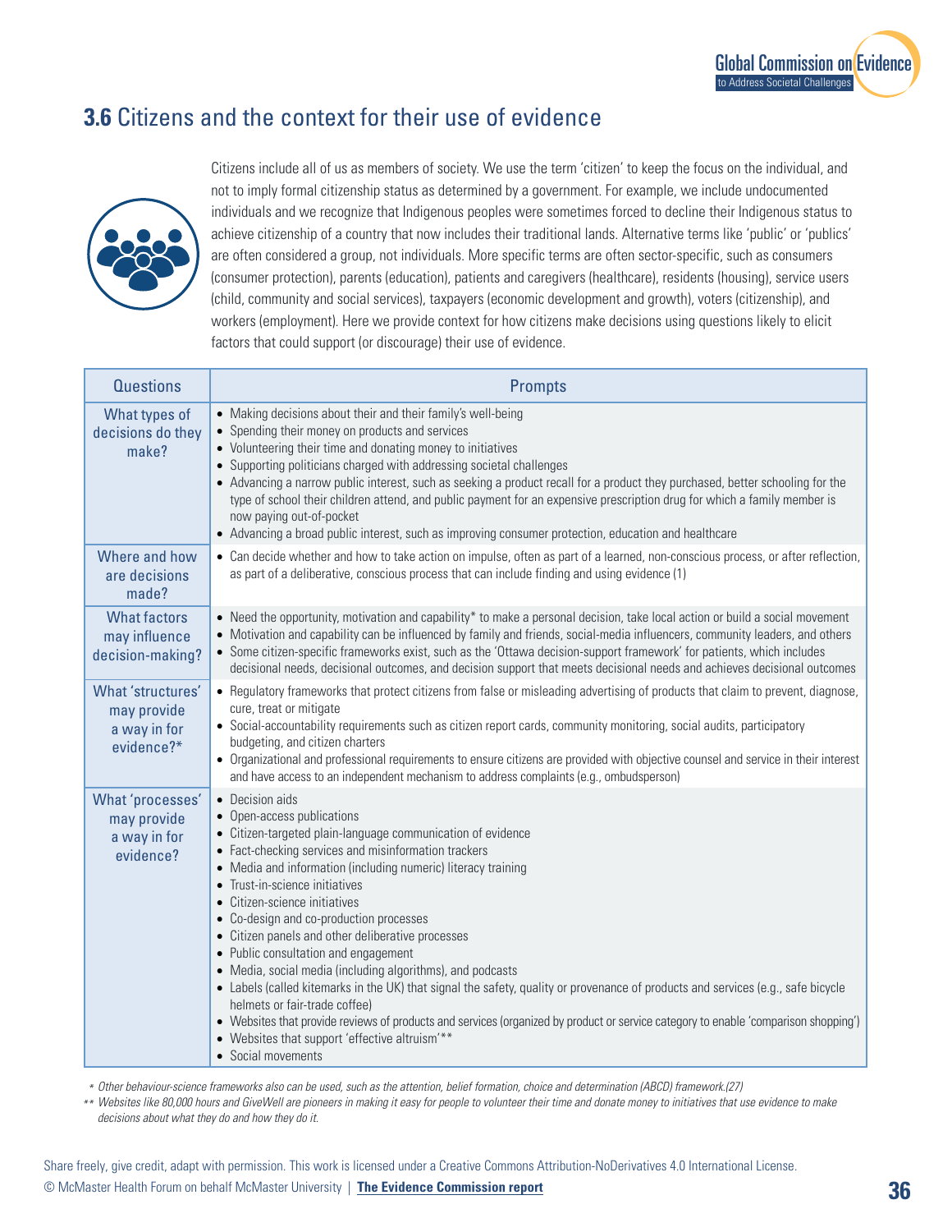## **3.6** Citizens and the context for their use of evidence

Citizens include all of us as members of society. We use the term 'citizen' to keep the focus on the individual, and not to imply formal citizenship status as determined by a government. For example, we include undocumented individuals and we recognize that Indigenous peoples were sometimes forced to decline their Indigenous status to achieve citizenship of a country that now includes their traditional lands. Alternative terms like 'public' or 'publics' are often considered a group, not individuals. More specific terms are often sector-specific, such as consumers (consumer protection), parents (education), patients and caregivers (healthcare), residents (housing), service users (child, community and social services), taxpayers (economic development and growth), voters (citizenship), and workers (employment). Here we provide context for how citizens make decisions using questions likely to elicit factors that could support (or discourage) their use of evidence.

| Questions | Prompts |
|---|---|
| What types of decisions do they make? | • Making decisions about their and their family's well-being<br>• Spending their money on products and services<br>• Volunteering their time and donating money to initiatives<br>• Supporting politicians charged with addressing societal challenges<br>• Advancing a narrow public interest, such as seeking a product recall for a product they purchased, better schooling for the type of school their children attend, and public payment for an expensive prescription drug for which a family member is now paying out-of-pocket<br>• Advancing a broad public interest, such as improving consumer protection, education and healthcare |
| Where and how are decisions made? | • Can decide whether and how to take action on impulse, often as part of a learned, non-conscious process, or after reflection, as part of a deliberative, conscious process that can include finding and using evidence (1) |
| What factors may influence decision-making? | • Need the opportunity, motivation and capability* to make a personal decision, take local action or build a social movement<br>• Motivation and capability can be influenced by family and friends, social-media influencers, community leaders, and others<br>• Some citizen-specific frameworks exist, such as the 'Ottawa decision-support framework' for patients, which includes decisional needs, decisional outcomes, and decision support that meets decisional needs and achieves decisional outcomes |
| What 'structures' may provide a way in for evidence?* | • Regulatory frameworks that protect citizens from false or misleading advertising of products that claim to prevent, diagnose, cure, treat or mitigate<br>• Social-accountability requirements such as citizen report cards, community monitoring, social audits, participatory budgeting, and citizen charters<br>• Organizational and professional requirements to ensure citizens are provided with objective counsel and service in their interest and have access to an independent mechanism to address complaints (e.g., ombudsperson) |
| What 'processes' may provide a way in for evidence? | • Decision aids<br>• Open-access publications<br>• Citizen-targeted plain-language communication of evidence<br>• Fact-checking services and misinformation trackers<br>• Media and information (including numeric) literacy training<br>• Trust-in-science initiatives<br>• Citizen-science initiatives<br>• Co-design and co-production processes<br>• Citizen panels and other deliberative processes<br>• Public consultation and engagement<br>• Media, social media (including algorithms), and podcasts<br>• Labels (called kitemarks in the UK) that signal the safety, quality or provenance of products and services (e.g., safe bicycle helmets or fair-trade coffee)<br>• Websites that provide reviews of products and services (organized by product or service category to enable 'comparison shopping')<br>• Websites that support 'effective altruism'**<br>• Social movements |

*\* Other behaviour-science frameworks also can be used, such as the attention, belief formation, choice and determination (ABCD) framework.(27)*

*\*\* Websites like 80,000 hours and GiveWell are pioneers in making it easy for people to volunteer their time and donate money to initiatives that use evidence to make decisions about what they do and how they do it.*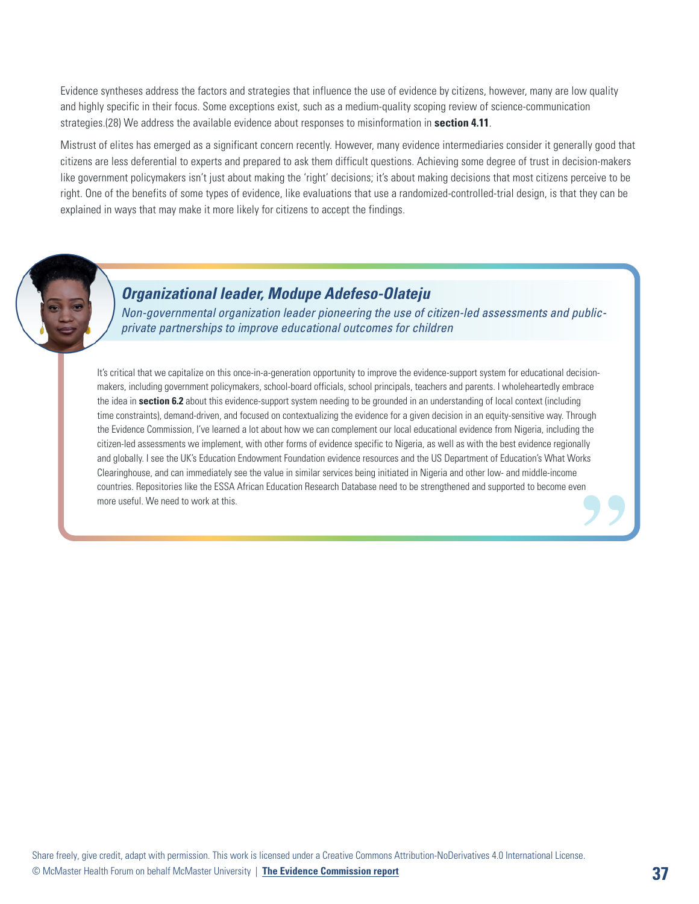Evidence syntheses address the factors and strategies that influence the use of evidence by citizens, however, many are low quality and highly specific in their focus. Some exceptions exist, such as a medium-quality scoping review of science-communication strategies.(28) We address the available evidence about responses to misinformation in **section 4.11**.

Mistrust of elites has emerged as a significant concern recently. However, many evidence intermediaries consider it generally good that citizens are less deferential to experts and prepared to ask them difficult questions. Achieving some degree of trust in decision-makers like government policymakers isn't just about making the 'right' decisions; it's about making decisions that most citizens perceive to be right. One of the benefits of some types of evidence, like evaluations that use a randomized-controlled-trial design, is that they can be explained in ways that may make it more likely for citizens to accept the findings.

### *Organizational leader, Modupe Adefeso-Olateju*

*Non-governmental organization leader pioneering the use of citizen-led assessments and public-private partnerships to improve educational outcomes for children*

It's critical that we capitalize on this once-in-a-generation opportunity to improve the evidence-support system for educational decision-makers, including government policymakers, school-board officials, school principals, teachers and parents. I wholeheartedly embrace the idea in **section 6.2** about this evidence-support system needing to be grounded in an understanding of local context (including time constraints), demand-driven, and focused on contextualizing the evidence for a given decision in an equity-sensitive way. Through the Evidence Commission, I've learned a lot about how we can complement our local educational evidence from Nigeria, including the citizen-led assessments we implement, with other forms of evidence specific to Nigeria, as well as with the best evidence regionally and globally. I see the UK's Education Endowment Foundation evidence resources and the US Department of Education's What Works Clearinghouse, and can immediately see the value in similar services being initiated in Nigeria and other low- and middle-income countries. Repositories like the ESSA African Education Research Database need to be strengthened and supported to become even more useful. We need to work at this.